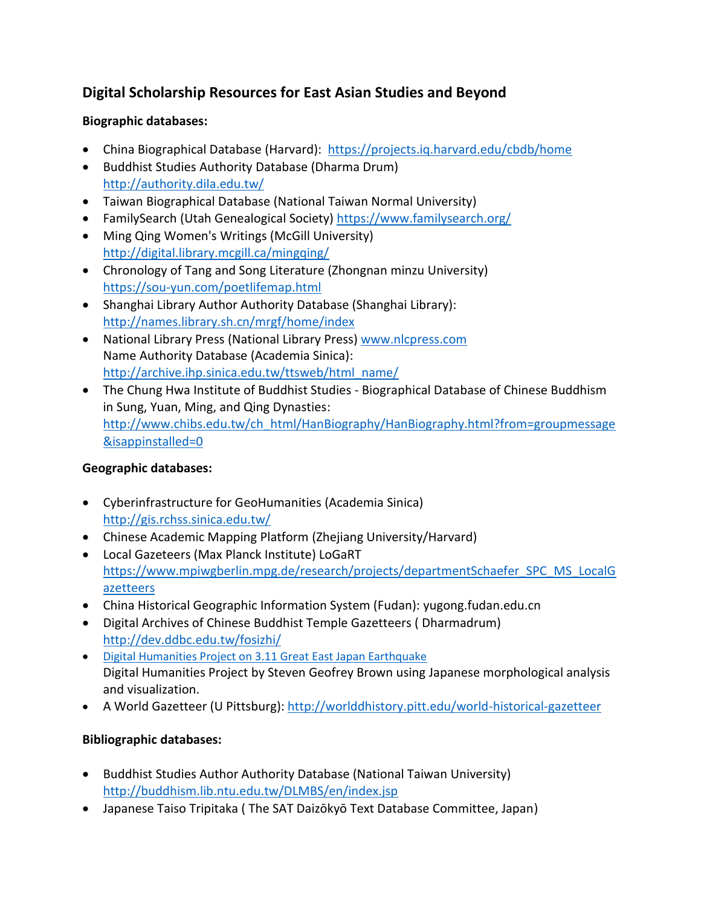## Digital Scholarship Resources for East Asian Studies and Beyond

**Biographic databases:**

- China Biographical Database (Harvard): https://projects.iq.harvard.edu/cbdb/home
- Buddhist Studies Authority Database (Dharma Drum) http://authority.dila.edu.tw/
- Taiwan Biographical Database (National Taiwan Normal University)
- FamilySearch (Utah Genealogical Society) https://www.familysearch.org/
- Ming Qing Women's Writings (McGill University) http://digital.library.mcgill.ca/mingqing/
- Chronology of Tang and Song Literature (Zhongnan minzu University) https://sou-yun.com/poetlifemap.html
- Shanghai Library Author Authority Database (Shanghai Library): http://names.library.sh.cn/mrgf/home/index
- National Library Press (National Library Press) www.nlcpress.com
  Name Authority Database (Academia Sinica): http://archive.ihp.sinica.edu.tw/ttsweb/html_name/
- The Chung Hwa Institute of Buddhist Studies - Biographical Database of Chinese Buddhism in Sung, Yuan, Ming, and Qing Dynasties: http://www.chibs.edu.tw/ch_html/HanBiography/HanBiography.html?from=groupmessage&isappinstalled=0

**Geographic databases:**

- Cyberinfrastructure for GeoHumanities (Academia Sinica) http://gis.rchss.sinica.edu.tw/
- Chinese Academic Mapping Platform (Zhejiang University/Harvard)
- Local Gazeteers (Max Planck Institute) LoGaRT https://www.mpiwgberlin.mpg.de/research/projects/departmentSchaefer_SPC_MS_LocalGazetteers
- China Historical Geographic Information System (Fudan): yugong.fudan.edu.cn
- Digital Archives of Chinese Buddhist Temple Gazetteers ( Dharmadrum) http://dev.ddbc.edu.tw/fosizhi/
- Digital Humanities Project on 3.11 Great East Japan Earthquake
  Digital Humanities Project by Steven Geofrey Brown using Japanese morphological analysis and visualization.
- A World Gazetteer (U Pittsburg): http://worlddhistory.pitt.edu/world-historical-gazetteer

**Bibliographic databases:**

- Buddhist Studies Author Authority Database (National Taiwan University) http://buddhism.lib.ntu.edu.tw/DLMBS/en/index.jsp
- Japanese Taiso Tripitaka ( The SAT Daizōkyō Text Database Committee, Japan)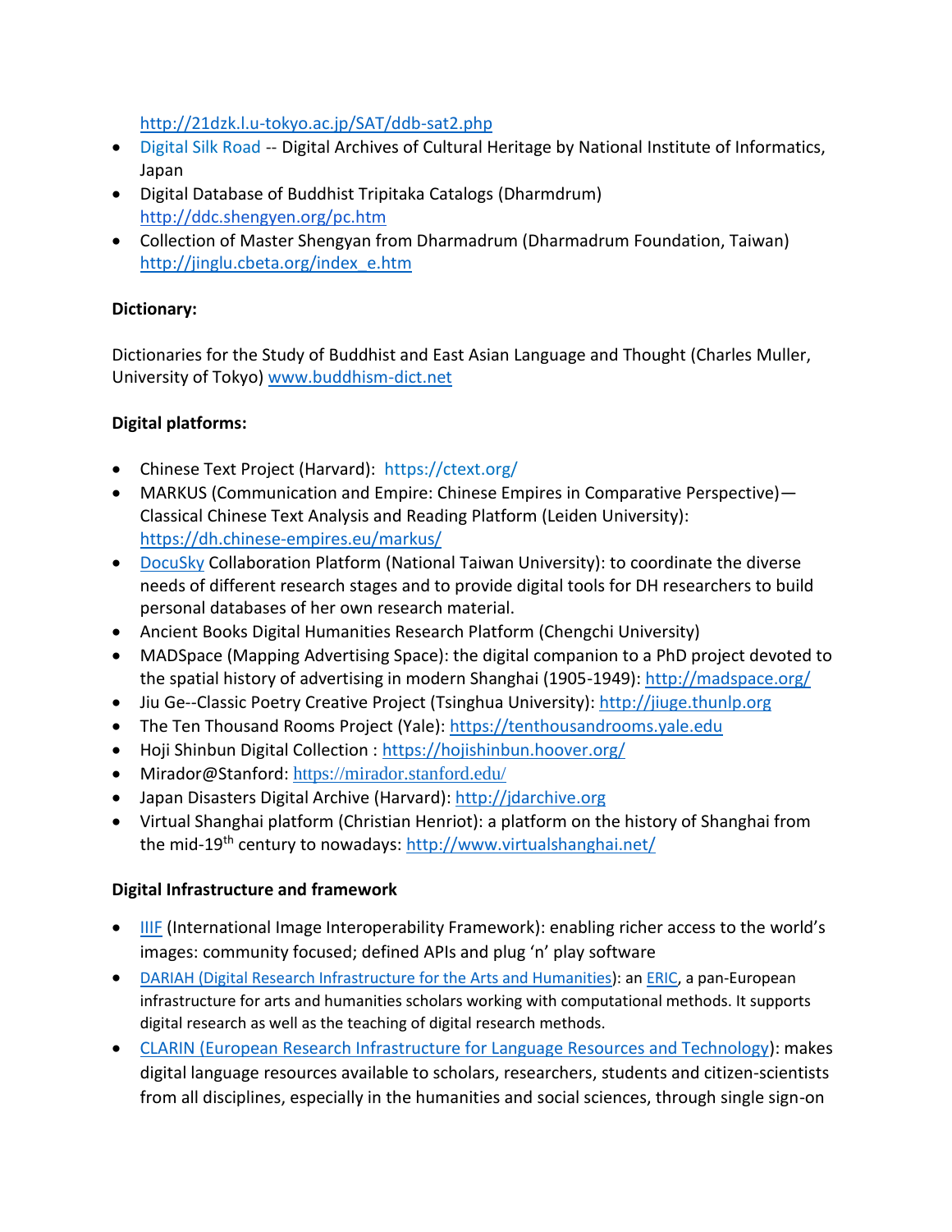http://21dzk.l.u-tokyo.ac.jp/SAT/ddb-sat2.php

- Digital Silk Road -- Digital Archives of Cultural Heritage by National Institute of Informatics, Japan
- Digital Database of Buddhist Tripitaka Catalogs (Dharmdrum) http://ddc.shengyen.org/pc.htm
- Collection of Master Shengyan from Dharmadrum (Dharmadrum Foundation, Taiwan) http://jinglu.cbeta.org/index_e.htm

**Dictionary:**

Dictionaries for the Study of Buddhist and East Asian Language and Thought (Charles Muller, University of Tokyo) www.buddhism-dict.net

**Digital platforms:**

- Chinese Text Project (Harvard): https://ctext.org/
- MARKUS (Communication and Empire: Chinese Empires in Comparative Perspective)—Classical Chinese Text Analysis and Reading Platform (Leiden University): https://dh.chinese-empires.eu/markus/
- DocuSky Collaboration Platform (National Taiwan University): to coordinate the diverse needs of different research stages and to provide digital tools for DH researchers to build personal databases of her own research material.
- Ancient Books Digital Humanities Research Platform (Chengchi University)
- MADSpace (Mapping Advertising Space): the digital companion to a PhD project devoted to the spatial history of advertising in modern Shanghai (1905-1949): http://madspace.org/
- Jiu Ge--Classic Poetry Creative Project (Tsinghua University): http://jiuge.thunlp.org
- The Ten Thousand Rooms Project (Yale): https://tenthousandrooms.yale.edu
- Hoji Shinbun Digital Collection : https://hojishinbun.hoover.org/
- Mirador@Stanford: https://mirador.stanford.edu/
- Japan Disasters Digital Archive (Harvard): http://jdarchive.org
- Virtual Shanghai platform (Christian Henriot): a platform on the history of Shanghai from the mid-19th century to nowadays: http://www.virtualshanghai.net/

**Digital Infrastructure and framework**

- IIIF (International Image Interoperability Framework): enabling richer access to the world's images: community focused; defined APIs and plug 'n' play software
- DARIAH (Digital Research Infrastructure for the Arts and Humanities): an ERIC, a pan-European infrastructure for arts and humanities scholars working with computational methods. It supports digital research as well as the teaching of digital research methods.
- CLARIN (European Research Infrastructure for Language Resources and Technology): makes digital language resources available to scholars, researchers, students and citizen-scientists from all disciplines, especially in the humanities and social sciences, through single sign-on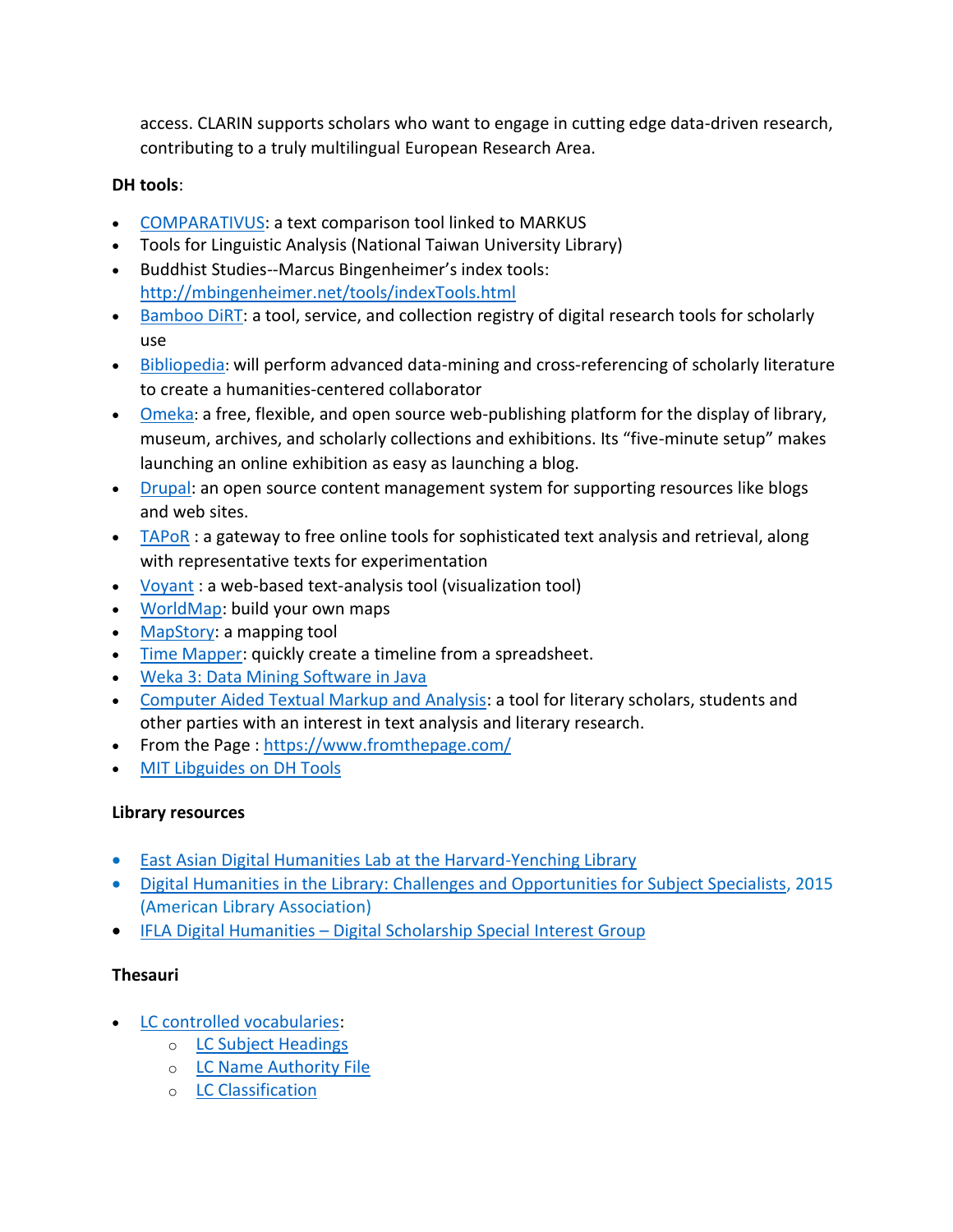access. CLARIN supports scholars who want to engage in cutting edge data-driven research, contributing to a truly multilingual European Research Area.

**DH tools**:

- COMPARATIVUS: a text comparison tool linked to MARKUS
- Tools for Linguistic Analysis (National Taiwan University Library)
- Buddhist Studies--Marcus Bingenheimer's index tools: http://mbingenheimer.net/tools/indexTools.html
- Bamboo DiRT: a tool, service, and collection registry of digital research tools for scholarly use
- Bibliopedia: will perform advanced data-mining and cross-referencing of scholarly literature to create a humanities-centered collaborator
- Omeka: a free, flexible, and open source web-publishing platform for the display of library, museum, archives, and scholarly collections and exhibitions. Its "five-minute setup" makes launching an online exhibition as easy as launching a blog.
- Drupal: an open source content management system for supporting resources like blogs and web sites.
- TAPoR : a gateway to free online tools for sophisticated text analysis and retrieval, along with representative texts for experimentation
- Voyant : a web-based text-analysis tool (visualization tool)
- WorldMap: build your own maps
- MapStory: a mapping tool
- Time Mapper: quickly create a timeline from a spreadsheet.
- Weka 3: Data Mining Software in Java
- Computer Aided Textual Markup and Analysis: a tool for literary scholars, students and other parties with an interest in text analysis and literary research.
- From the Page : https://www.fromthepage.com/
- MIT Libguides on DH Tools

**Library resources**

- East Asian Digital Humanities Lab at the Harvard-Yenching Library
- Digital Humanities in the Library: Challenges and Opportunities for Subject Specialists, 2015 (American Library Association)
- IFLA Digital Humanities – Digital Scholarship Special Interest Group

**Thesauri**

- LC controlled vocabularies:
    - LC Subject Headings
    - LC Name Authority File
    - LC Classification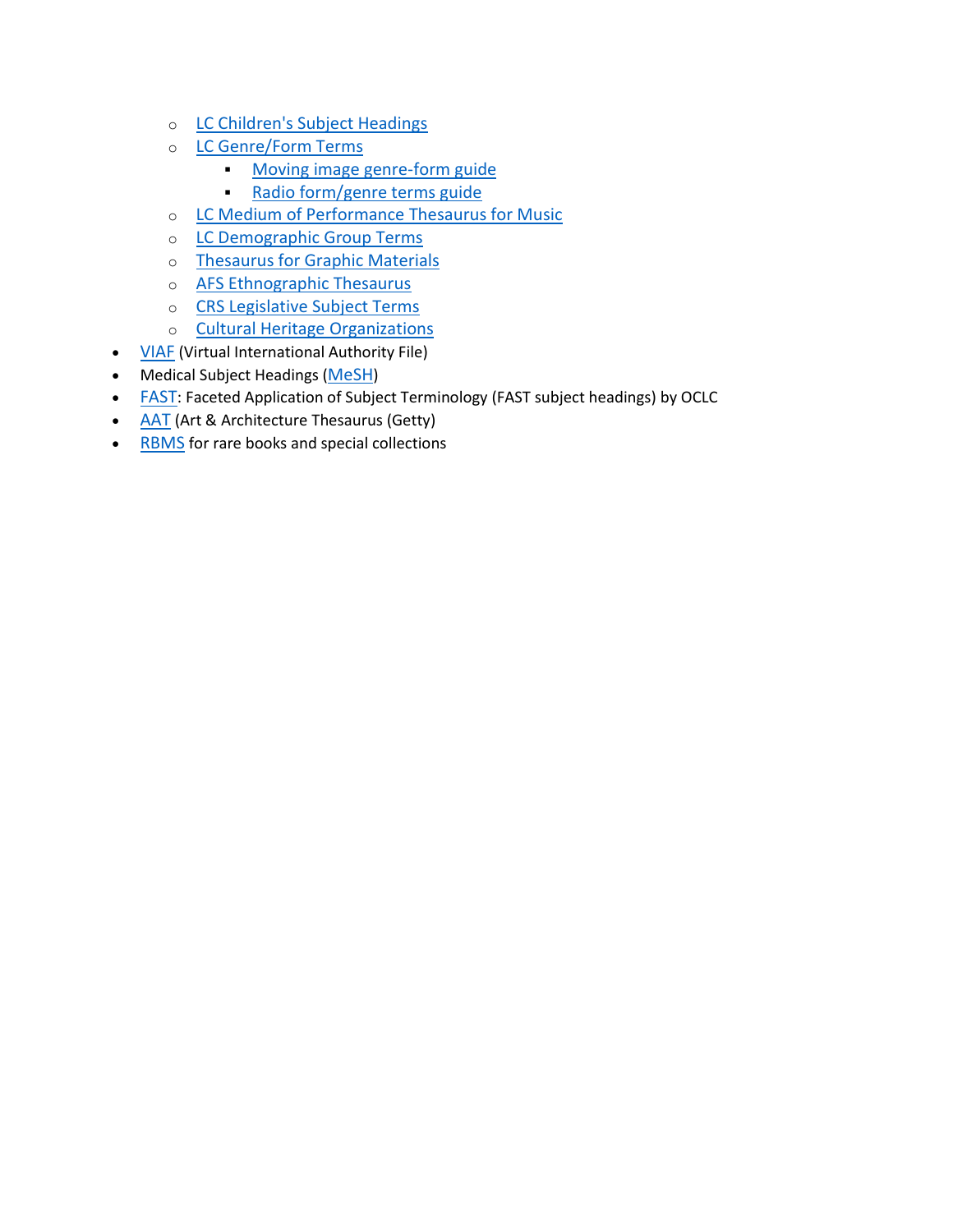- LC Children's Subject Headings
  - LC Genre/Form Terms
    - Moving image genre-form guide
    - Radio form/genre terms guide
  - LC Medium of Performance Thesaurus for Music
  - LC Demographic Group Terms
  - Thesaurus for Graphic Materials
  - AFS Ethnographic Thesaurus
  - CRS Legislative Subject Terms
  - Cultural Heritage Organizations
- VIAF (Virtual International Authority File)
- Medical Subject Headings (MeSH)
- FAST: Faceted Application of Subject Terminology (FAST subject headings) by OCLC
- AAT (Art & Architecture Thesaurus (Getty)
- RBMS for rare books and special collections